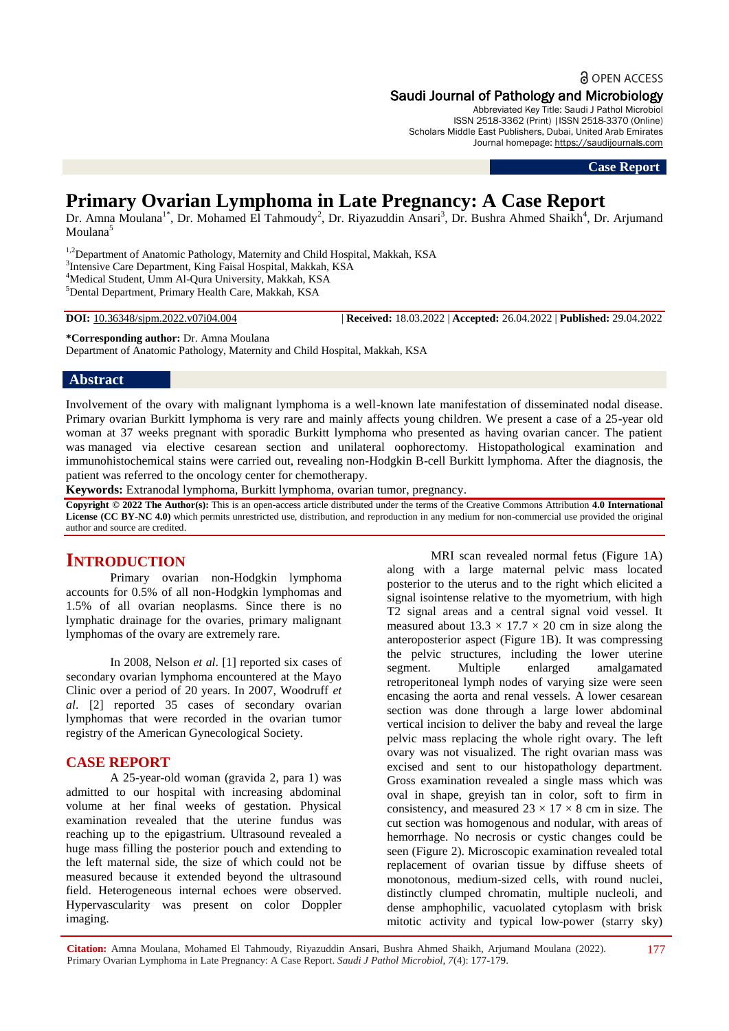Open Access

Saudi Journal of Pathology and Microbiology
Abbreviated Key Title: Saudi J Pathol Microbiol
ISSN 2518-3362 (Print) |ISSN 2518-3370 (Online)
Scholars Middle East Publishers, Dubai, United Arab Emirates
Journal homepage: https://saudijournals.com

**Case Report**

# Primary Ovarian Lymphoma in Late Pregnancy: A Case Report

Dr. Amna Moulana[1*], Dr. Mohamed El Tahmoudy[2], Dr. Riyazuddin Ansari[3], Dr. Bushra Ahmed Shaikh[4], Dr. Arjumand Moulana[5]

[1,2]Department of Anatomic Pathology, Maternity and Child Hospital, Makkah, KSA
[3]Intensive Care Department, King Faisal Hospital, Makkah, KSA
[4]Medical Student, Umm Al-Qura University, Makkah, KSA
[5]Dental Department, Primary Health Care, Makkah, KSA

**DOI:** 10.36348/sjpm.2022.v07i04.004 | **Received:** 18.03.2022 | **Accepted:** 26.04.2022 | **Published:** 29.04.2022

**\*Corresponding author:** Dr. Amna Moulana
Department of Anatomic Pathology, Maternity and Child Hospital, Makkah, KSA

## Abstract

Involvement of the ovary with malignant lymphoma is a well-known late manifestation of disseminated nodal disease. Primary ovarian Burkitt lymphoma is very rare and mainly affects young children. We present a case of a 25-year old woman at 37 weeks pregnant with sporadic Burkitt lymphoma who presented as having ovarian cancer. The patient was managed via elective cesarean section and unilateral oophorectomy. Histopathological examination and immunohistochemical stains were carried out, revealing non-Hodgkin B-cell Burkitt lymphoma. After the diagnosis, the patient was referred to the oncology center for chemotherapy.

**Keywords:** Extranodal lymphoma, Burkitt lymphoma, ovarian tumor, pregnancy.

**Copyright © 2022 The Author(s):** This is an open-access article distributed under the terms of the Creative Commons Attribution **4.0 International License (CC BY-NC 4.0)** which permits unrestricted use, distribution, and reproduction in any medium for non-commercial use provided the original author and source are credited.

## INTRODUCTION

Primary ovarian non-Hodgkin lymphoma accounts for 0.5% of all non-Hodgkin lymphomas and 1.5% of all ovarian neoplasms. Since there is no lymphatic drainage for the ovaries, primary malignant lymphomas of the ovary are extremely rare.

In 2008, Nelson *et al*. [1] reported six cases of secondary ovarian lymphoma encountered at the Mayo Clinic over a period of 20 years. In 2007, Woodruff *et al*. [2] reported 35 cases of secondary ovarian lymphomas that were recorded in the ovarian tumor registry of the American Gynecological Society.

## CASE REPORT

A 25-year-old woman (gravida 2, para 1) was admitted to our hospital with increasing abdominal volume at her final weeks of gestation. Physical examination revealed that the uterine fundus was reaching up to the epigastrium. Ultrasound revealed a huge mass filling the posterior pouch and extending to the left maternal side, the size of which could not be measured because it extended beyond the ultrasound field. Heterogeneous internal echoes were observed. Hypervascularity was present on color Doppler imaging.

MRI scan revealed normal fetus (Figure 1A) along with a large maternal pelvic mass located posterior to the uterus and to the right which elicited a signal isointense relative to the myometrium, with high T2 signal areas and a central signal void vessel. It measured about 13.3 × 17.7 × 20 cm in size along the anteroposterior aspect (Figure 1B). It was compressing the pelvic structures, including the lower uterine segment. Multiple enlarged amalgamated retroperitoneal lymph nodes of varying size were seen encasing the aorta and renal vessels. A lower cesarean section was done through a large lower abdominal vertical incision to deliver the baby and reveal the large pelvic mass replacing the whole right ovary. The left ovary was not visualized. The right ovarian mass was excised and sent to our histopathology department. Gross examination revealed a single mass which was oval in shape, greyish tan in color, soft to firm in consistency, and measured 23 × 17 × 8 cm in size. The cut section was homogenous and nodular, with areas of hemorrhage. No necrosis or cystic changes could be seen (Figure 2). Microscopic examination revealed total replacement of ovarian tissue by diffuse sheets of monotonous, medium-sized cells, with round nuclei, distinctly clumped chromatin, multiple nucleoli, and dense amphophilic, vacuolated cytoplasm with brisk mitotic activity and typical low-power (starry sky)

**Citation:** Amna Moulana, Mohamed El Tahmoudy, Riyazuddin Ansari, Bushra Ahmed Shaikh, Arjumand Moulana (2022). Primary Ovarian Lymphoma in Late Pregnancy: A Case Report. *Saudi J Pathol Microbiol, 7*(4): 177-179.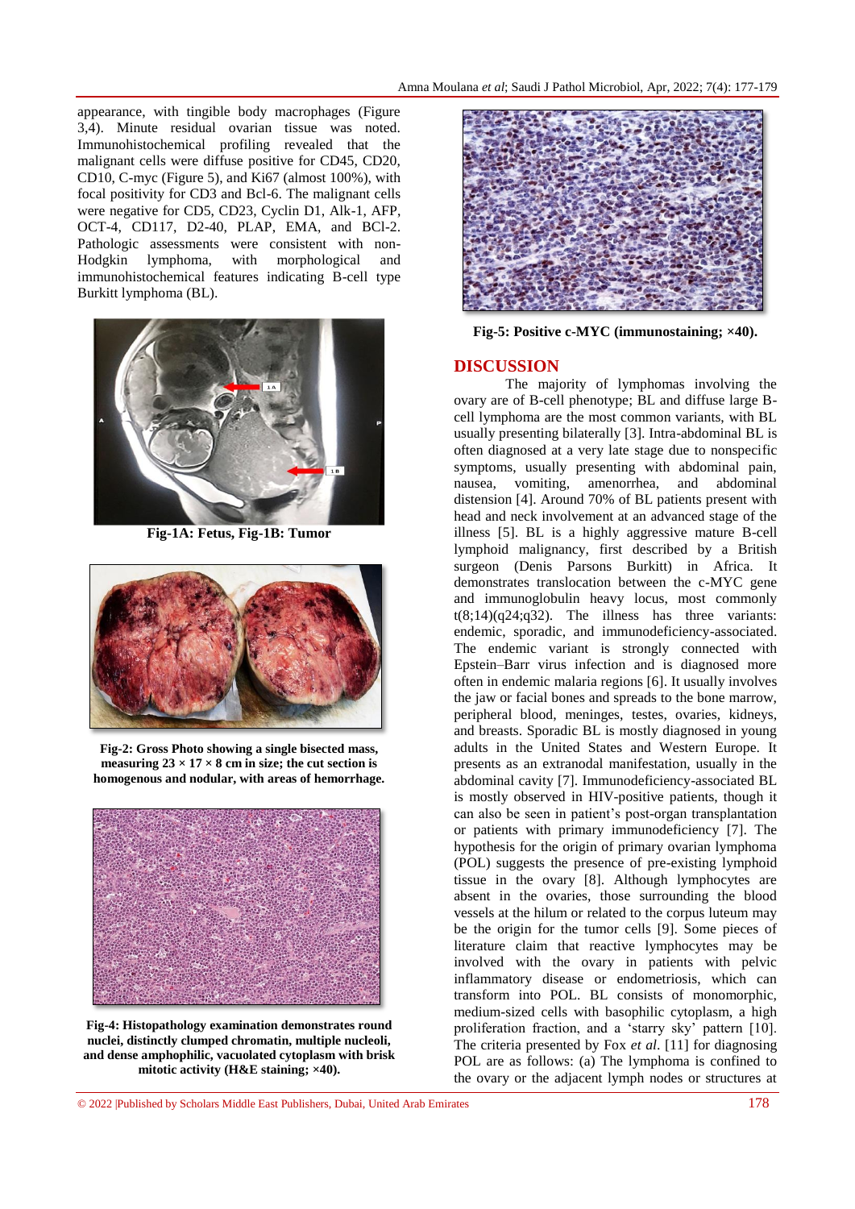appearance, with tingible body macrophages (Figure 3,4). Minute residual ovarian tissue was noted. Immunohistochemical profiling revealed that the malignant cells were diffuse positive for CD45, CD20, CD10, C-myc (Figure 5), and Ki67 (almost 100%), with focal positivity for CD3 and Bcl-6. The malignant cells were negative for CD5, CD23, Cyclin D1, Alk-1, AFP, OCT-4, CD117, D2-40, PLAP, EMA, and BCl-2. Pathologic assessments were consistent with non-Hodgkin lymphoma, with morphological and immunohistochemical features indicating B-cell type Burkitt lymphoma (BL).

**Fig-1A: Fetus, Fig-1B: Tumor**

**Fig-2: Gross Photo showing a single bisected mass, measuring 23 × 17 × 8 cm in size; the cut section is homogenous and nodular, with areas of hemorrhage.**

**Fig-4: Histopathology examination demonstrates round nuclei, distinctly clumped chromatin, multiple nucleoli, and dense amphophilic, vacuolated cytoplasm with brisk mitotic activity (H&E staining; ×40).**

**Fig-5: Positive c-MYC (immunostaining; ×40).**

## DISCUSSION

The majority of lymphomas involving the ovary are of B-cell phenotype; BL and diffuse large B-cell lymphoma are the most common variants, with BL usually presenting bilaterally [3]. Intra-abdominal BL is often diagnosed at a very late stage due to nonspecific symptoms, usually presenting with abdominal pain, nausea, vomiting, amenorrhea, and abdominal distension [4]. Around 70% of BL patients present with head and neck involvement at an advanced stage of the illness [5]. BL is a highly aggressive mature B-cell lymphoid malignancy, first described by a British surgeon (Denis Parsons Burkitt) in Africa. It demonstrates translocation between the c-MYC gene and immunoglobulin heavy locus, most commonly t(8;14)(q24;q32). The illness has three variants: endemic, sporadic, and immunodeficiency-associated. The endemic variant is strongly connected with Epstein–Barr virus infection and is diagnosed more often in endemic malaria regions [6]. It usually involves the jaw or facial bones and spreads to the bone marrow, peripheral blood, meninges, testes, ovaries, kidneys, and breasts. Sporadic BL is mostly diagnosed in young adults in the United States and Western Europe. It presents as an extranodal manifestation, usually in the abdominal cavity [7]. Immunodeficiency-associated BL is mostly observed in HIV-positive patients, though it can also be seen in patient's post-organ transplantation or patients with primary immunodeficiency [7]. The hypothesis for the origin of primary ovarian lymphoma (POL) suggests the presence of pre-existing lymphoid tissue in the ovary [8]. Although lymphocytes are absent in the ovaries, those surrounding the blood vessels at the hilum or related to the corpus luteum may be the origin for the tumor cells [9]. Some pieces of literature claim that reactive lymphocytes may be involved with the ovary in patients with pelvic inflammatory disease or endometriosis, which can transform into POL. BL consists of monomorphic, medium-sized cells with basophilic cytoplasm, a high proliferation fraction, and a 'starry sky' pattern [10]. The criteria presented by Fox *et al*. [11] for diagnosing POL are as follows: (a) The lymphoma is confined to the ovary or the adjacent lymph nodes or structures at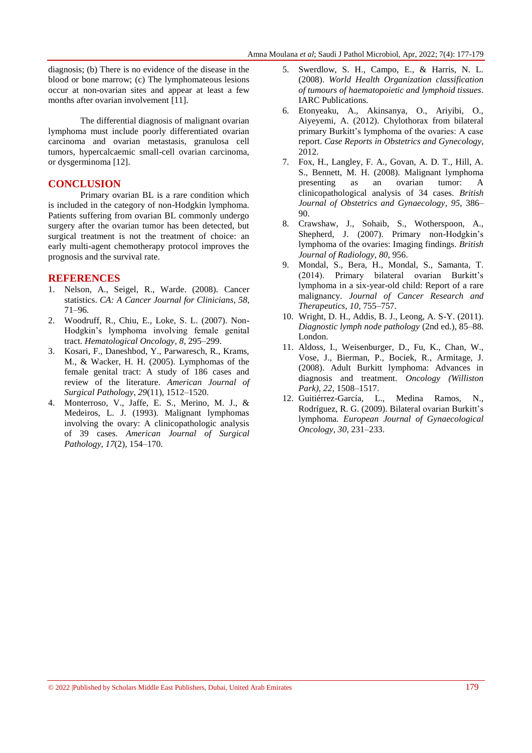diagnosis; (b) There is no evidence of the disease in the blood or bone marrow; (c) The lymphomateous lesions occur at non-ovarian sites and appear at least a few months after ovarian involvement [11].

The differential diagnosis of malignant ovarian lymphoma must include poorly differentiated ovarian carcinoma and ovarian metastasis, granulosa cell tumors, hypercalcaemic small-cell ovarian carcinoma, or dysgerminoma [12].

## CONCLUSION

Primary ovarian BL is a rare condition which is included in the category of non-Hodgkin lymphoma. Patients suffering from ovarian BL commonly undergo surgery after the ovarian tumor has been detected, but surgical treatment is not the treatment of choice: an early multi-agent chemotherapy protocol improves the prognosis and the survival rate.

## REFERENCES

1. Nelson, A., Seigel, R., Warde. (2008). Cancer statistics. *CA: A Cancer Journal for Clinicians*, *58*, 71–96.
2. Woodruff, R., Chiu, E., Loke, S. L. (2007). Non-Hodgkin's lymphoma involving female genital tract. *Hematological Oncology*, *8*, 295–299.
3. Kosari, F., Daneshbod, Y., Parwaresch, R., Krams, M., & Wacker, H. H. (2005). Lymphomas of the female genital tract: A study of 186 cases and review of the literature. *American Journal of Surgical Pathology*, *29*(11), 1512–1520.
4. Monterroso, V., Jaffe, E. S., Merino, M. J., & Medeiros, L. J. (1993). Malignant lymphomas involving the ovary: A clinicopathologic analysis of 39 cases. *American Journal of Surgical Pathology*, *17*(2), 154–170.
5. Swerdlow, S. H., Campo, E., & Harris, N. L. (2008). *World Health Organization classification of tumours of haematopoietic and lymphoid tissues*. IARC Publications.
6. Etonyeaku, A., Akinsanya, O., Ariyibi, O., Aiyeyemi, A. (2012). Chylothorax from bilateral primary Burkitt's lymphoma of the ovaries: A case report. *Case Reports in Obstetrics and Gynecology*, 2012.
7. Fox, H., Langley, F. A., Govan, A. D. T., Hill, A. S., Bennett, M. H. (2008). Malignant lymphoma presenting as an ovarian tumor: A clinicopathological analysis of 34 cases. *British Journal of Obstetrics and Gynaecology*, *95*, 386–90.
8. Crawshaw, J., Sohaib, S., Wotherspoon, A., Shepherd, J. (2007). Primary non-Hodgkin's lymphoma of the ovaries: Imaging findings. *British Journal of Radiology*, *80*, 956.
9. Mondal, S., Bera, H., Mondal, S., Samanta, T. (2014). Primary bilateral ovarian Burkitt's lymphoma in a six-year-old child: Report of a rare malignancy. *Journal of Cancer Research and Therapeutics*, *10*, 755–757.
10. Wright, D. H., Addis, B. J., Leong, A. S-Y. (2011). *Diagnostic lymph node pathology* (2nd ed.), 85–88. London.
11. Aldoss, I., Weisenburger, D., Fu, K., Chan, W., Vose, J., Bierman, P., Bociek, R., Armitage, J. (2008). Adult Burkitt lymphoma: Advances in diagnosis and treatment. *Oncology (Williston Park)*, *22*, 1508–1517.
12. Guitiérrez-García, L., Medina Ramos, N., Rodríguez, R. G. (2009). Bilateral ovarian Burkitt's lymphoma. *European Journal of Gynaecological Oncology*, *30*, 231–233.